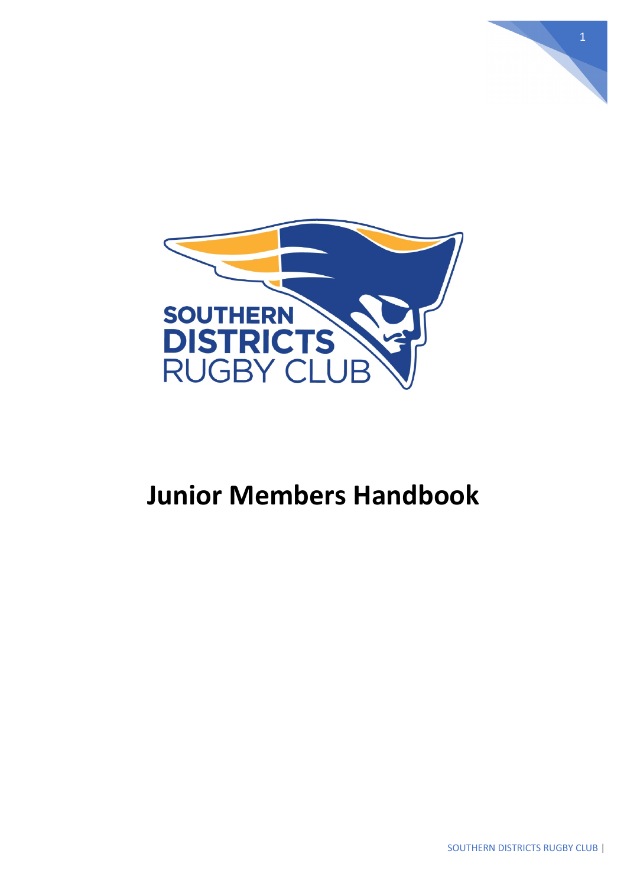SOUTHERN DISTRICTS RUGBY CLUB

# Junior Members Handbook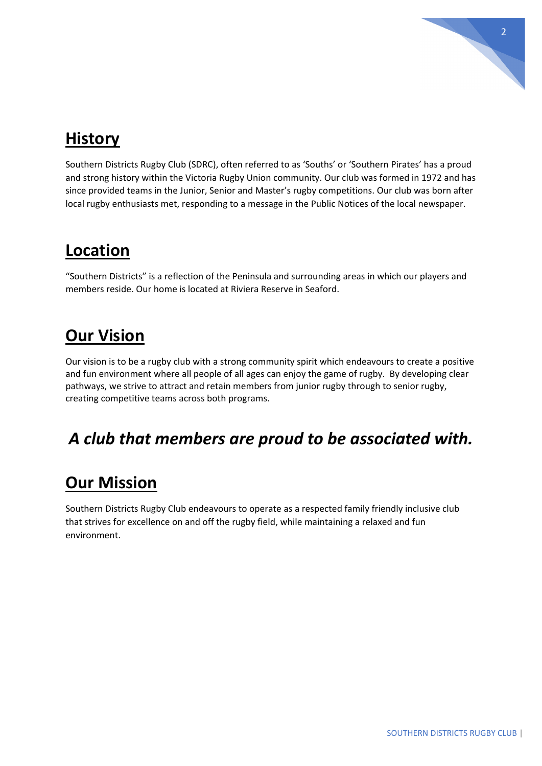## History

Southern Districts Rugby Club (SDRC), often referred to as 'Souths' or 'Southern Pirates' has a proud and strong history within the Victoria Rugby Union community. Our club was formed in 1972 and has since provided teams in the Junior, Senior and Master's rugby competitions. Our club was born after local rugby enthusiasts met, responding to a message in the Public Notices of the local newspaper.

## Location

"Southern Districts" is a reflection of the Peninsula and surrounding areas in which our players and members reside. Our home is located at Riviera Reserve in Seaford.

## Our Vision

Our vision is to be a rugby club with a strong community spirit which endeavours to create a positive and fun environment where all people of all ages can enjoy the game of rugby. By developing clear pathways, we strive to attract and retain members from junior rugby through to senior rugby, creating competitive teams across both programs.

***A club that members are proud to be associated with.***

## Our Mission

Southern Districts Rugby Club endeavours to operate as a respected family friendly inclusive club that strives for excellence on and off the rugby field, while maintaining a relaxed and fun environment.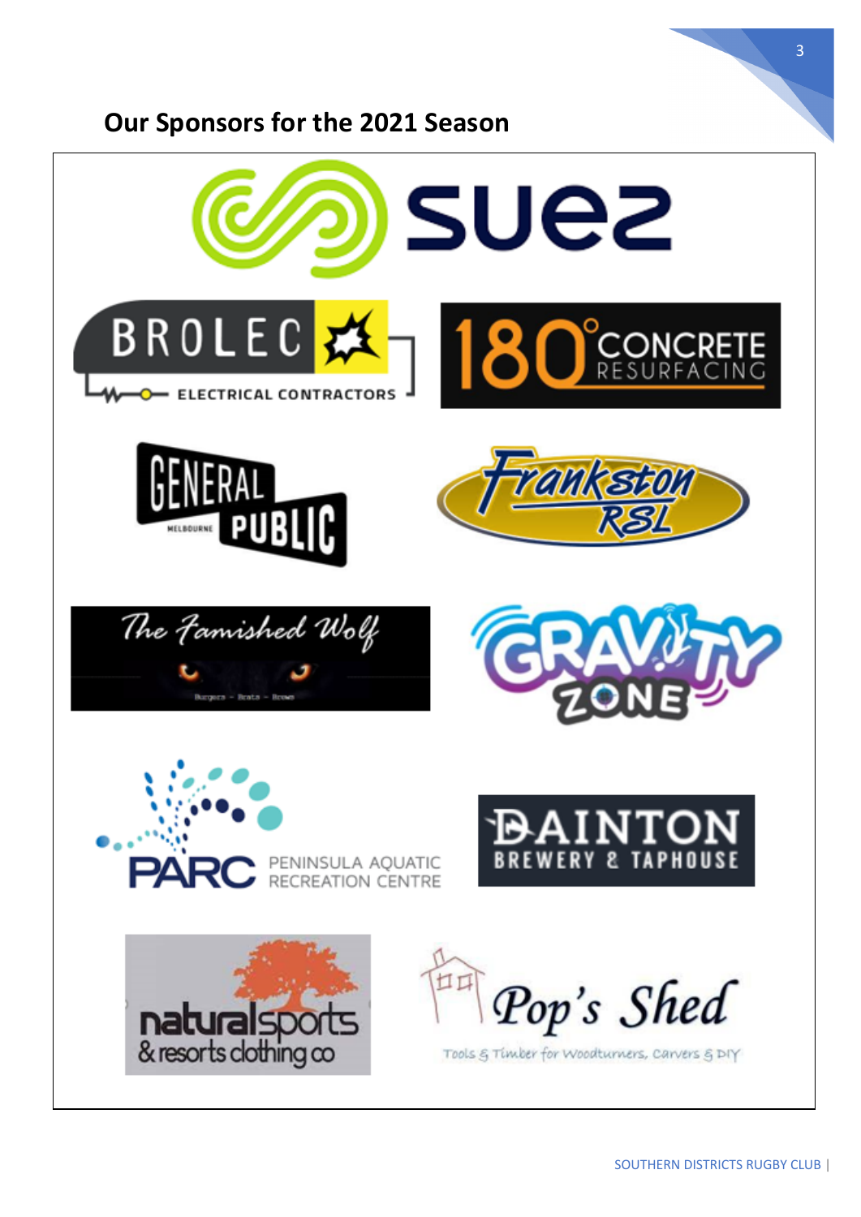## Our Sponsors for the 2021 Season

suez

BROLEC ELECTRICAL CONTRACTORS

180° CONCRETE RESURFACING

GENERAL PUBLIC MELBOURNE

Frankston RSL

The Famished Wolf

Burgers - Beats - Brews

GRAVITY ZONE

PARC PENINSULA AQUATIC RECREATION CENTRE

DAINTON BREWERY & TAPHOUSE

naturalsports & resorts clothing co

Pop's Shed

Tools & Timber for Woodturners, Carvers & DIY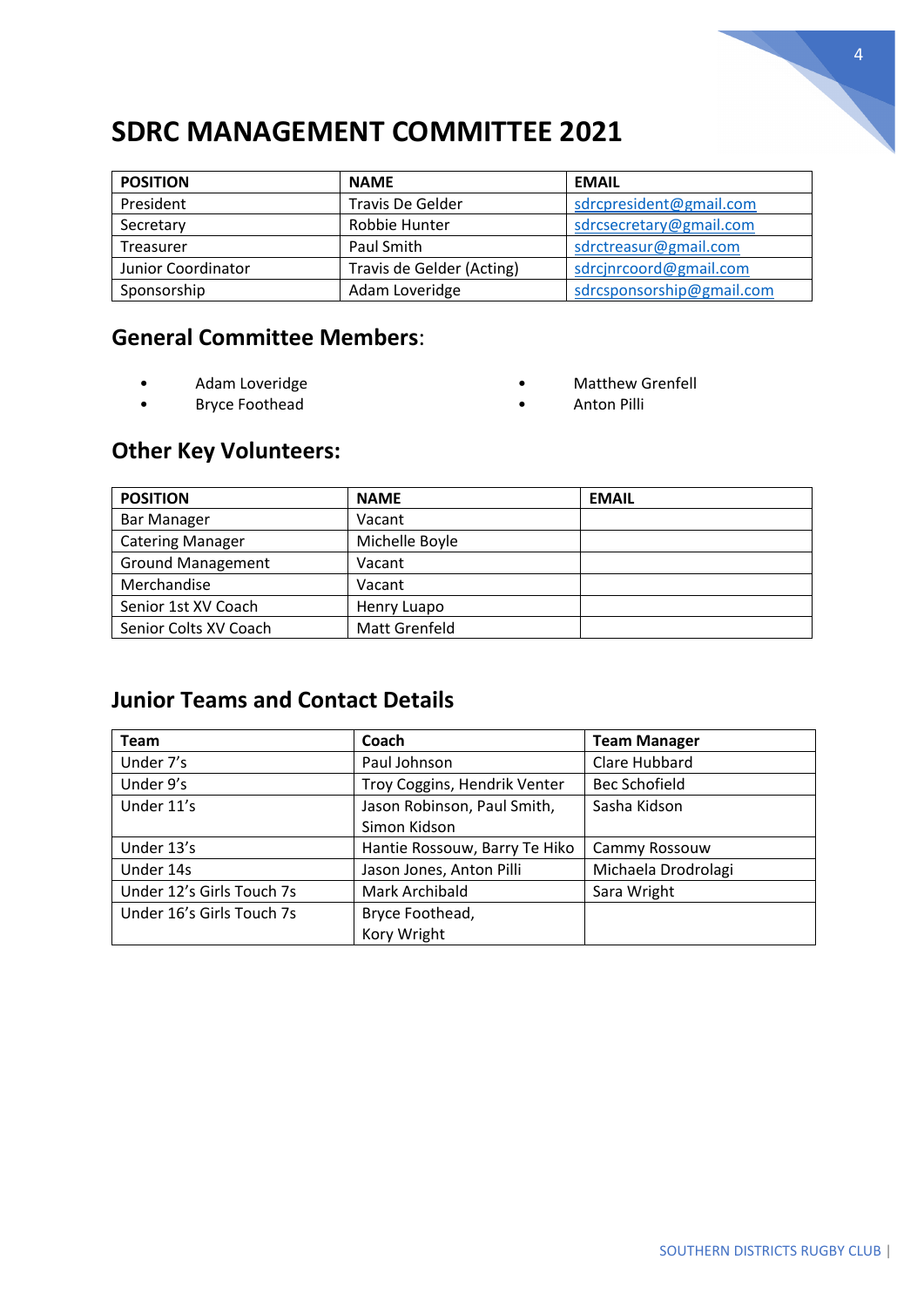# SDRC MANAGEMENT COMMITTEE 2021

| POSITION | NAME | EMAIL |
|---|---|---|
| President | Travis De Gelder | sdrcpresident@gmail.com |
| Secretary | Robbie Hunter | sdrcsecretary@gmail.com |
| Treasurer | Paul Smith | sdrctreasur@gmail.com |
| Junior Coordinator | Travis de Gelder (Acting) | sdrcjnrcoord@gmail.com |
| Sponsorship | Adam Loveridge | sdrcsponsorship@gmail.com |

## General Committee Members:

- Adam Loveridge
- Bryce Foothead
- Matthew Grenfell
- Anton Pilli

## Other Key Volunteers:

| POSITION | NAME | EMAIL |
|---|---|---|
| Bar Manager | Vacant | |
| Catering Manager | Michelle Boyle | |
| Ground Management | Vacant | |
| Merchandise | Vacant | |
| Senior 1st XV Coach | Henry Luapo | |
| Senior Colts XV Coach | Matt Grenfeld | |

## Junior Teams and Contact Details

| Team | Coach | Team Manager |
|---|---|---|
| Under 7's | Paul Johnson | Clare Hubbard |
| Under 9's | Troy Coggins, Hendrik Venter | Bec Schofield |
| Under 11's | Jason Robinson, Paul Smith, Simon Kidson | Sasha Kidson |
| Under 13's | Hantie Rossouw, Barry Te Hiko | Cammy Rossouw |
| Under 14s | Jason Jones, Anton Pilli | Michaela Drodrolagi |
| Under 12's Girls Touch 7s | Mark Archibald | Sara Wright |
| Under 16's Girls Touch 7s | Bryce Foothead, Kory Wright | |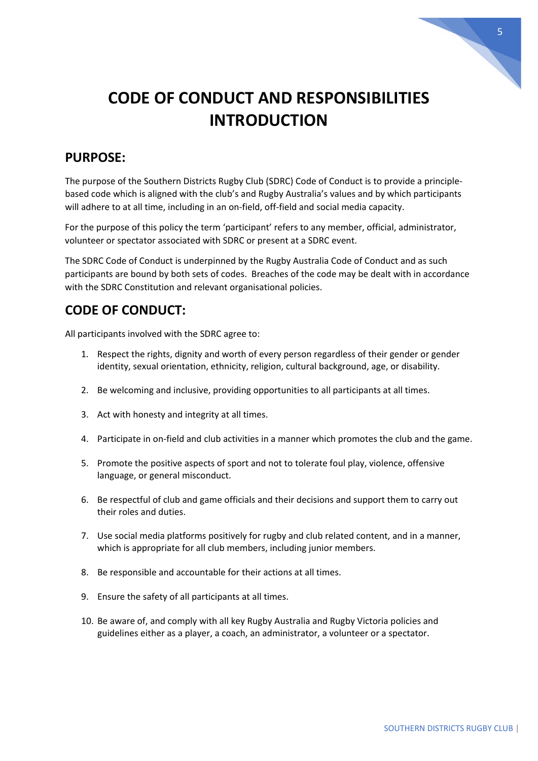# CODE OF CONDUCT AND RESPONSIBILITIES INTRODUCTION

## PURPOSE:

The purpose of the Southern Districts Rugby Club (SDRC) Code of Conduct is to provide a principle-based code which is aligned with the club's and Rugby Australia's values and by which participants will adhere to at all time, including in an on-field, off-field and social media capacity.

For the purpose of this policy the term 'participant' refers to any member, official, administrator, volunteer or spectator associated with SDRC or present at a SDRC event.

The SDRC Code of Conduct is underpinned by the Rugby Australia Code of Conduct and as such participants are bound by both sets of codes. Breaches of the code may be dealt with in accordance with the SDRC Constitution and relevant organisational policies.

## CODE OF CONDUCT:

All participants involved with the SDRC agree to:

1. Respect the rights, dignity and worth of every person regardless of their gender or gender identity, sexual orientation, ethnicity, religion, cultural background, age, or disability.
2. Be welcoming and inclusive, providing opportunities to all participants at all times.
3. Act with honesty and integrity at all times.
4. Participate in on-field and club activities in a manner which promotes the club and the game.
5. Promote the positive aspects of sport and not to tolerate foul play, violence, offensive language, or general misconduct.
6. Be respectful of club and game officials and their decisions and support them to carry out their roles and duties.
7. Use social media platforms positively for rugby and club related content, and in a manner, which is appropriate for all club members, including junior members.
8. Be responsible and accountable for their actions at all times.
9. Ensure the safety of all participants at all times.
10. Be aware of, and comply with all key Rugby Australia and Rugby Victoria policies and guidelines either as a player, a coach, an administrator, a volunteer or a spectator.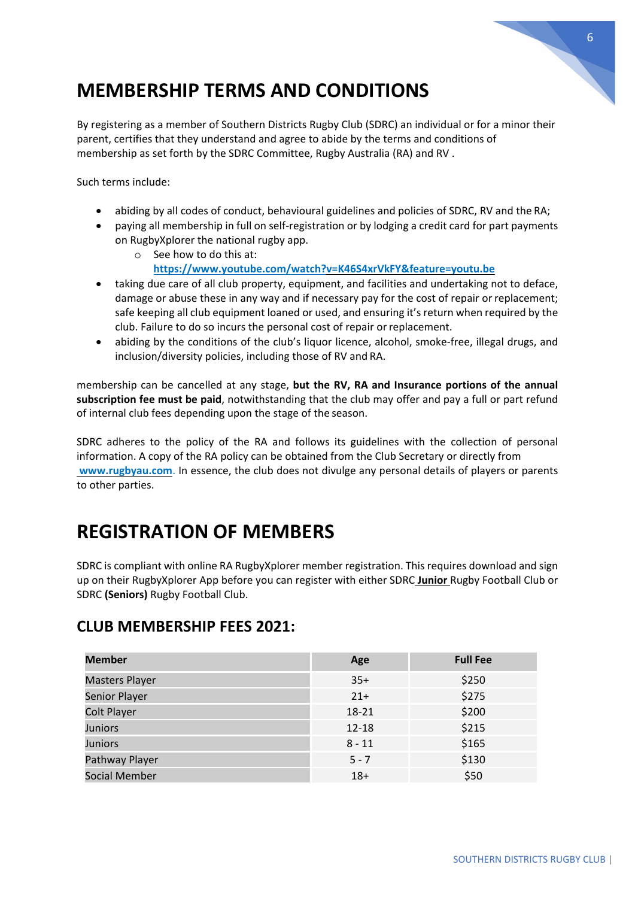# MEMBERSHIP TERMS AND CONDITIONS

By registering as a member of Southern Districts Rugby Club (SDRC) an individual or for a minor their parent, certifies that they understand and agree to abide by the terms and conditions of membership as set forth by the SDRC Committee, Rugby Australia (RA) and RV .

Such terms include:

- abiding by all codes of conduct, behavioural guidelines and policies of SDRC, RV and the RA;
- paying all membership in full on self-registration or by lodging a credit card for part payments on RugbyXplorer the national rugby app.
  - See how to do this at: **https://www.youtube.com/watch?v=K46S4xrVkFY&feature=youtu.be**
- taking due care of all club property, equipment, and facilities and undertaking not to deface, damage or abuse these in any way and if necessary pay for the cost of repair or replacement; safe keeping all club equipment loaned or used, and ensuring it's return when required by the club. Failure to do so incurs the personal cost of repair or replacement.
- abiding by the conditions of the club's liquor licence, alcohol, smoke-free, illegal drugs, and inclusion/diversity policies, including those of RV and RA.

membership can be cancelled at any stage, **but the RV, RA and Insurance portions of the annual subscription fee must be paid**, notwithstanding that the club may offer and pay a full or part refund of internal club fees depending upon the stage of the season.

SDRC adheres to the policy of the RA and follows its guidelines with the collection of personal information. A copy of the RA policy can be obtained from the Club Secretary or directly from **www.rugbyau.com**. In essence, the club does not divulge any personal details of players or parents to other parties.

# REGISTRATION OF MEMBERS

SDRC is compliant with online RA RugbyXplorer member registration. This requires download and sign up on their RugbyXplorer App before you can register with either SDRC **Junior** Rugby Football Club or SDRC **(Seniors)** Rugby Football Club.

## CLUB MEMBERSHIP FEES 2021:

| Member | Age | Full Fee |
|---|---|---|
| Masters Player | 35+ | $250 |
| Senior Player | 21+ | $275 |
| Colt Player | 18-21 | $200 |
| Juniors | 12-18 | $215 |
| Juniors | 8 - 11 | $165 |
| Pathway Player | 5 - 7 | $130 |
| Social Member | 18+ | $50 |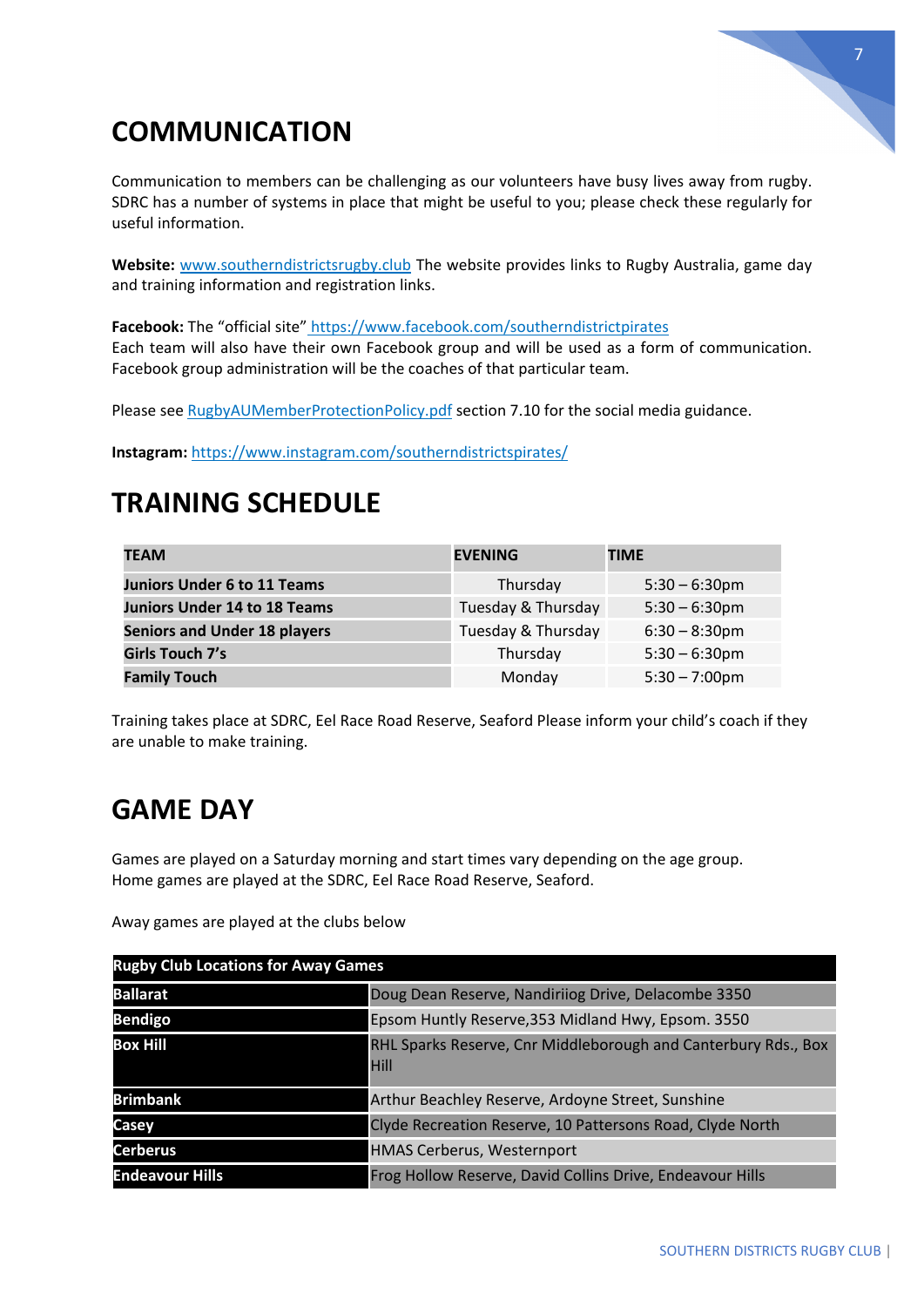# COMMUNICATION

Communication to members can be challenging as our volunteers have busy lives away from rugby. SDRC has a number of systems in place that might be useful to you; please check these regularly for useful information.

**Website:** [www.southerndistrictsrugby.club](www.southerndistrictsrugby.club) The website provides links to Rugby Australia, game day and training information and registration links.

**Facebook:** The "official site" [https://www.facebook.com/southerndistrictpirates](https://www.facebook.com/southerndistrictpirates)
Each team will also have their own Facebook group and will be used as a form of communication. Facebook group administration will be the coaches of that particular team.

Please see RugbyAUMemberProtectionPolicy.pdf section 7.10 for the social media guidance.

**Instagram:** [https://www.instagram.com/southerndistrictspirates/](https://www.instagram.com/southerndistrictspirates/)

# TRAINING SCHEDULE

| TEAM | EVENING | TIME |
|---|---|---|
| **Juniors Under 6 to 11 Teams** | Thursday | 5:30 – 6:30pm |
| **Juniors Under 14 to 18 Teams** | Tuesday & Thursday | 5:30 – 6:30pm |
| **Seniors and Under 18 players** | Tuesday & Thursday | 6:30 – 8:30pm |
| **Girls Touch 7's** | Thursday | 5:30 – 6:30pm |
| **Family Touch** | Monday | 5:30 – 7:00pm |

Training takes place at SDRC, Eel Race Road Reserve, Seaford Please inform your child's coach if they are unable to make training.

# GAME DAY

Games are played on a Saturday morning and start times vary depending on the age group.
Home games are played at the SDRC, Eel Race Road Reserve, Seaford.

Away games are played at the clubs below

| Rugby Club Locations for Away Games | |
|---|---|
| **Ballarat** | Doug Dean Reserve, Nandiriiog Drive, Delacombe 3350 |
| **Bendigo** | Epsom Huntly Reserve,353 Midland Hwy, Epsom. 3550 |
| **Box Hill** | RHL Sparks Reserve, Cnr Middleborough and Canterbury Rds., Box Hill |
| **Brimbank** | Arthur Beachley Reserve, Ardoyne Street, Sunshine |
| **Casey** | Clyde Recreation Reserve, 10 Pattersons Road, Clyde North |
| **Cerberus** | HMAS Cerberus, Westernport |
| **Endeavour Hills** | Frog Hollow Reserve, David Collins Drive, Endeavour Hills |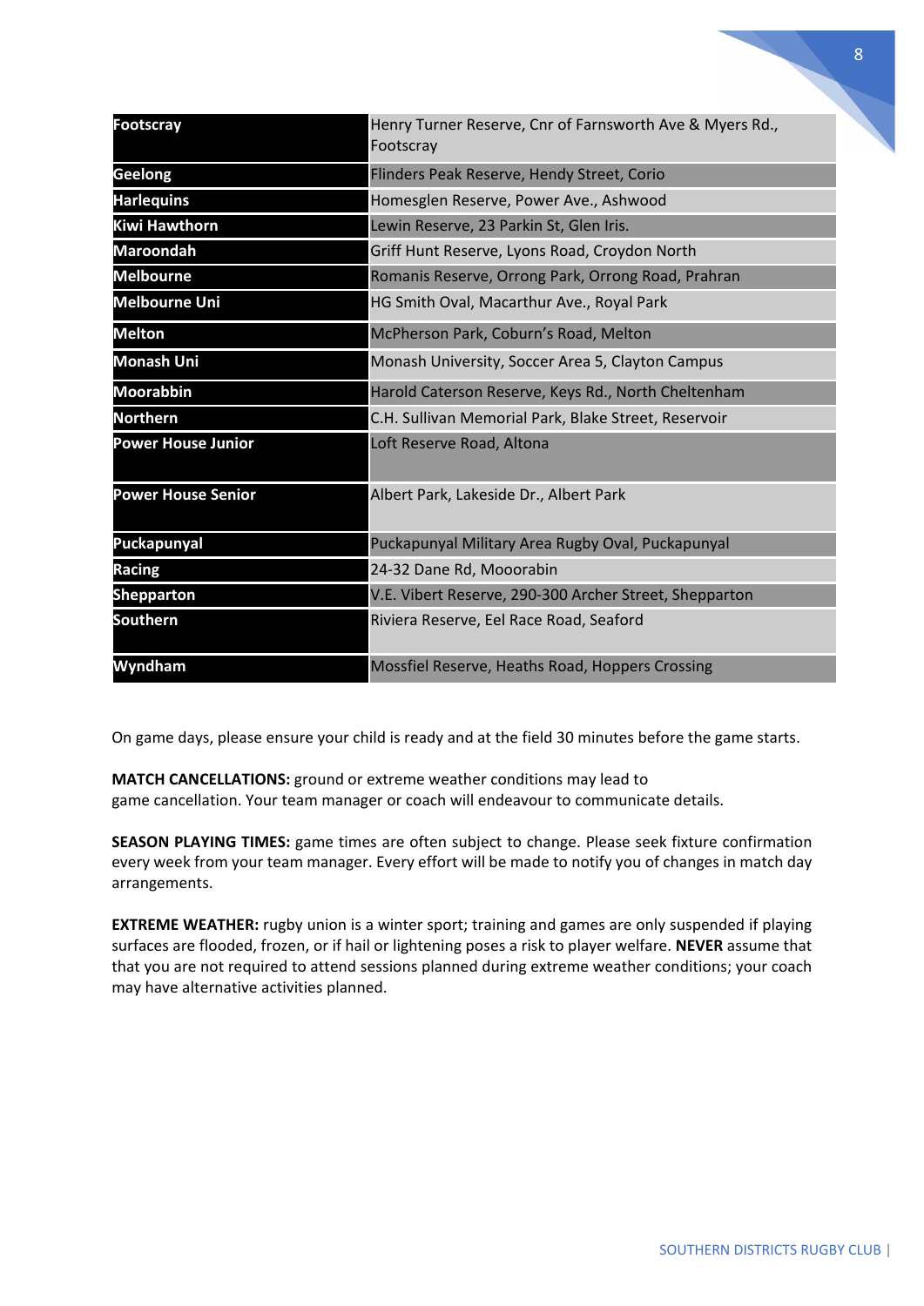| | |
|---|---|
| **Footscray** | Henry Turner Reserve, Cnr of Farnsworth Ave & Myers Rd., Footscray |
| **Geelong** | Flinders Peak Reserve, Hendy Street, Corio |
| **Harlequins** | Homesglen Reserve, Power Ave., Ashwood |
| **Kiwi Hawthorn** | Lewin Reserve, 23 Parkin St, Glen Iris. |
| **Maroondah** | Griff Hunt Reserve, Lyons Road, Croydon North |
| **Melbourne** | Romanis Reserve, Orrong Park, Orrong Road, Prahran |
| **Melbourne Uni** | HG Smith Oval, Macarthur Ave., Royal Park |
| **Melton** | McPherson Park, Coburn's Road, Melton |
| **Monash Uni** | Monash University, Soccer Area 5, Clayton Campus |
| **Moorabbin** | Harold Caterson Reserve, Keys Rd., North Cheltenham |
| **Northern** | C.H. Sullivan Memorial Park, Blake Street, Reservoir |
| **Power House Junior** | Loft Reserve Road, Altona |
| **Power House Senior** | Albert Park, Lakeside Dr., Albert Park |
| **Puckapunyal** | Puckapunyal Military Area Rugby Oval, Puckapunyal |
| **Racing** | 24-32 Dane Rd, Mooorabin |
| **Shepparton** | V.E. Vibert Reserve, 290-300 Archer Street, Shepparton |
| **Southern** | Riviera Reserve, Eel Race Road, Seaford |
| **Wyndham** | Mossfiel Reserve, Heaths Road, Hoppers Crossing |

On game days, please ensure your child is ready and at the field 30 minutes before the game starts.

**MATCH CANCELLATIONS:** ground or extreme weather conditions may lead to game cancellation. Your team manager or coach will endeavour to communicate details.

**SEASON PLAYING TIMES:** game times are often subject to change. Please seek fixture confirmation every week from your team manager. Every effort will be made to notify you of changes in match day arrangements.

**EXTREME WEATHER:** rugby union is a winter sport; training and games are only suspended if playing surfaces are flooded, frozen, or if hail or lightening poses a risk to player welfare. **NEVER** assume that that you are not required to attend sessions planned during extreme weather conditions; your coach may have alternative activities planned.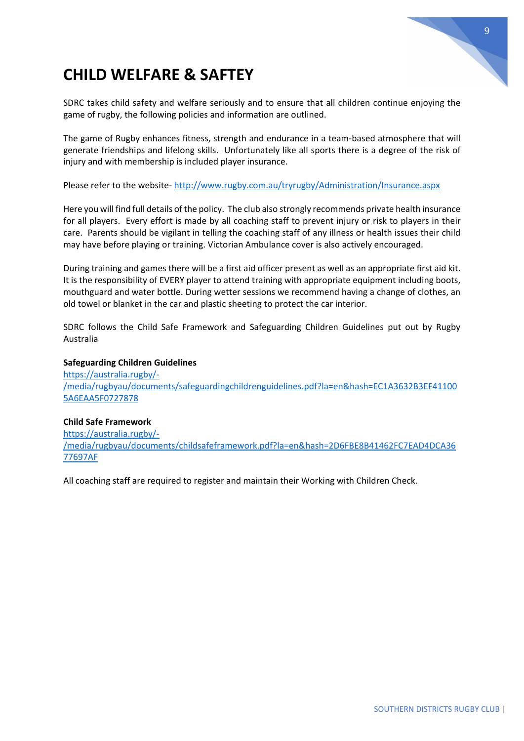# CHILD WELFARE & SAFTEY

SDRC takes child safety and welfare seriously and to ensure that all children continue enjoying the game of rugby, the following policies and information are outlined.

The game of Rugby enhances fitness, strength and endurance in a team-based atmosphere that will generate friendships and lifelong skills. Unfortunately like all sports there is a degree of the risk of injury and with membership is included player insurance.

Please refer to the website- http://www.rugby.com.au/tryrugby/Administration/Insurance.aspx

Here you will find full details of the policy. The club also strongly recommends private health insurance for all players. Every effort is made by all coaching staff to prevent injury or risk to players in their care. Parents should be vigilant in telling the coaching staff of any illness or health issues their child may have before playing or training. Victorian Ambulance cover is also actively encouraged.

During training and games there will be a first aid officer present as well as an appropriate first aid kit. It is the responsibility of EVERY player to attend training with appropriate equipment including boots, mouthguard and water bottle. During wetter sessions we recommend having a change of clothes, an old towel or blanket in the car and plastic sheeting to protect the car interior.

SDRC follows the Child Safe Framework and Safeguarding Children Guidelines put out by Rugby Australia

**Safeguarding Children Guidelines**
https://australia.rugby/-/media/rugbyau/documents/safeguardingchildrenguidelines.pdf?la=en&hash=EC1A3632B3EF411005A6EAA5F0727878

**Child Safe Framework**
https://australia.rugby/-/media/rugbyau/documents/childsafeframework.pdf?la=en&hash=2D6FBE8B41462FC7EAD4DCA3677697AF

All coaching staff are required to register and maintain their Working with Children Check.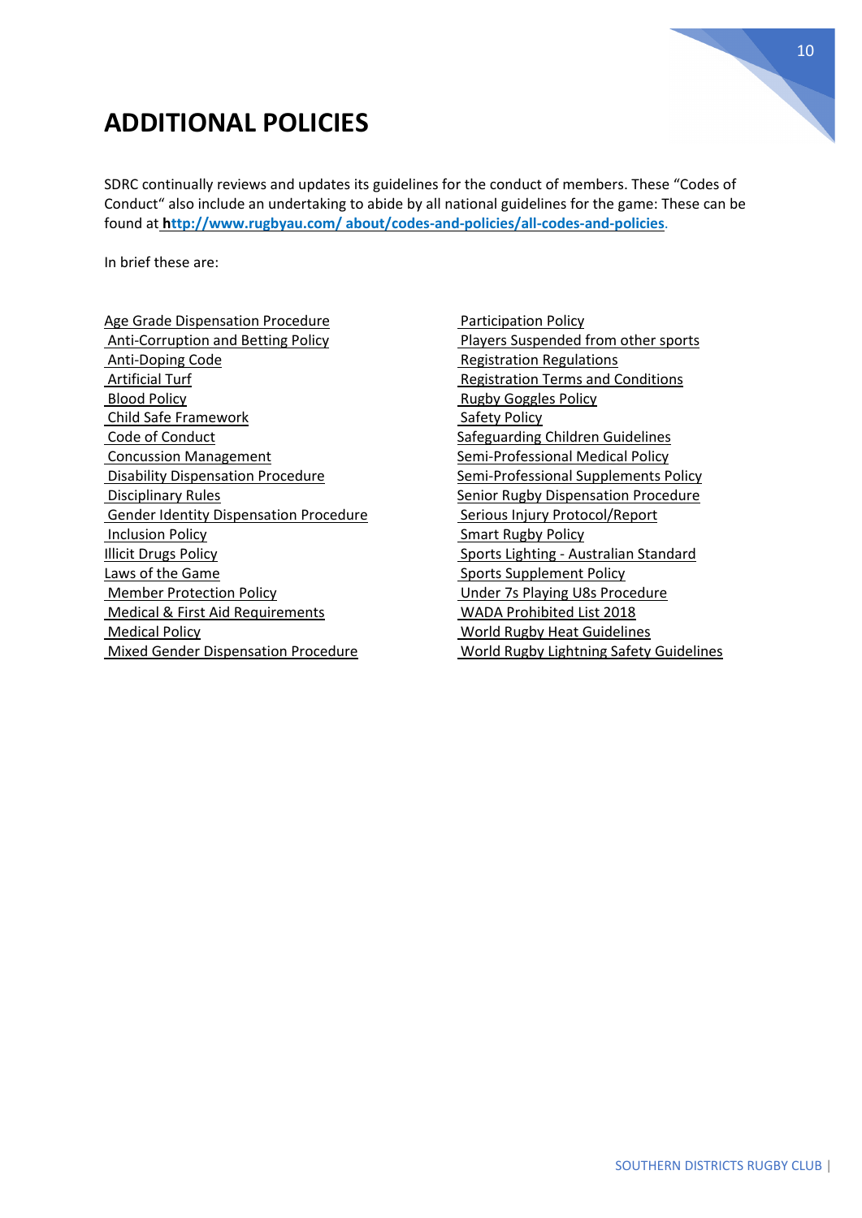# ADDITIONAL POLICIES

SDRC continually reviews and updates its guidelines for the conduct of members. These “Codes of Conduct“ also include an undertaking to abide by all national guidelines for the game: These can be found at **http://www.rugbyau.com/ about/codes-and-policies/all-codes-and-policies**.

In brief these are:

- Age Grade Dispensation Procedure
- Anti-Corruption and Betting Policy
- Anti-Doping Code
- Artificial Turf
- Blood Policy
- Child Safe Framework
- Code of Conduct
- Concussion Management
- Disability Dispensation Procedure
- Disciplinary Rules
- Gender Identity Dispensation Procedure
- Inclusion Policy
- Illicit Drugs Policy
- Laws of the Game
- Member Protection Policy
- Medical & First Aid Requirements
- Medical Policy
- Mixed Gender Dispensation Procedure
- Participation Policy
- Players Suspended from other sports
- Registration Regulations
- Registration Terms and Conditions
- Rugby Goggles Policy
- Safety Policy
- Safeguarding Children Guidelines
- Semi-Professional Medical Policy
- Semi-Professional Supplements Policy
- Senior Rugby Dispensation Procedure
- Serious Injury Protocol/Report
- Smart Rugby Policy
- Sports Lighting - Australian Standard
- Sports Supplement Policy
- Under 7s Playing U8s Procedure
- WADA Prohibited List 2018
- World Rugby Heat Guidelines
- World Rugby Lightning Safety Guidelines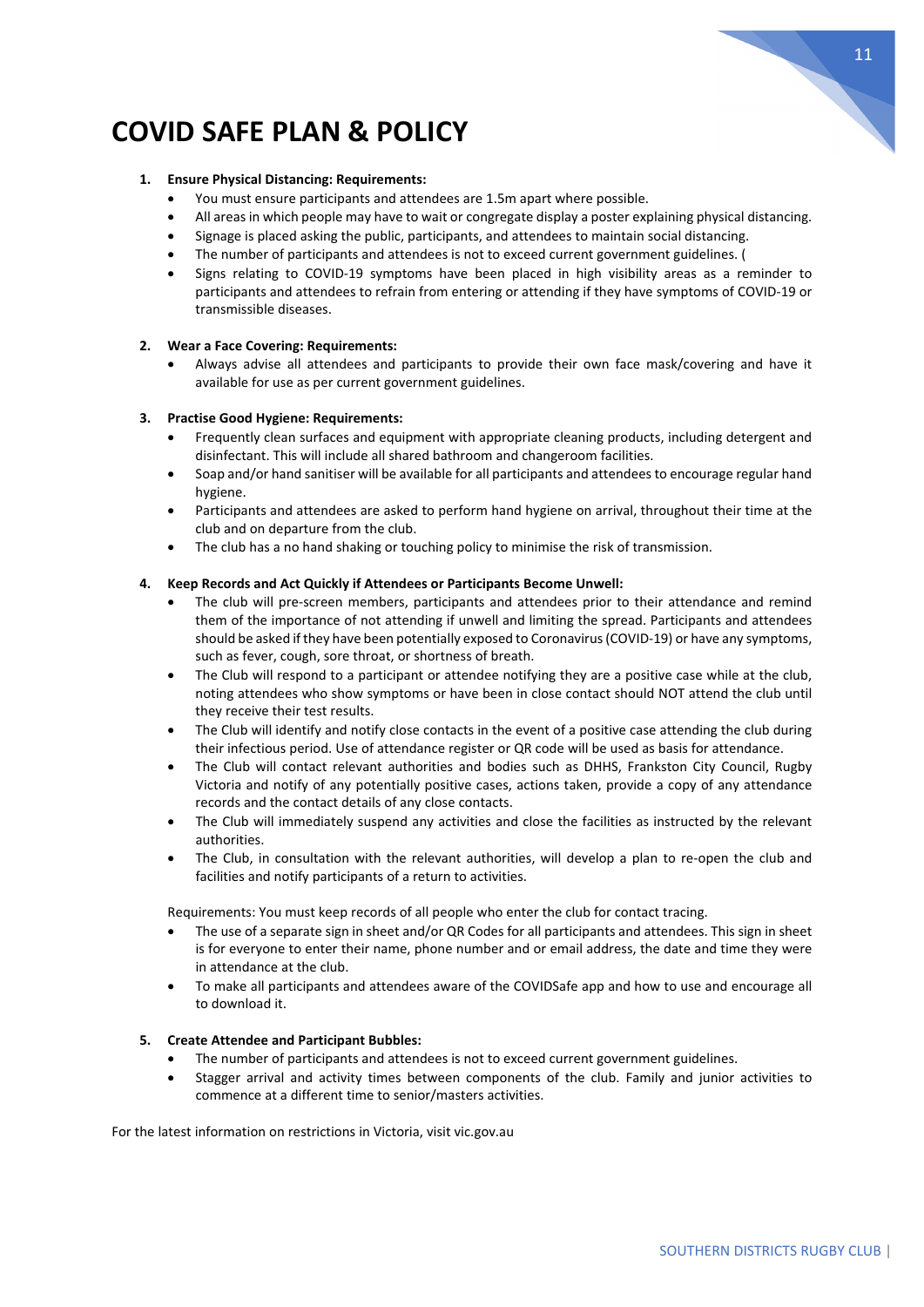# COVID SAFE PLAN & POLICY

1. **Ensure Physical Distancing: Requirements:**
   - You must ensure participants and attendees are 1.5m apart where possible.
   - All areas in which people may have to wait or congregate display a poster explaining physical distancing.
   - Signage is placed asking the public, participants, and attendees to maintain social distancing.
   - The number of participants and attendees is not to exceed current government guidelines. (
   - Signs relating to COVID-19 symptoms have been placed in high visibility areas as a reminder to participants and attendees to refrain from entering or attending if they have symptoms of COVID-19 or transmissible diseases.

2. **Wear a Face Covering: Requirements:**
   - Always advise all attendees and participants to provide their own face mask/covering and have it available for use as per current government guidelines.

3. **Practise Good Hygiene: Requirements:**
   - Frequently clean surfaces and equipment with appropriate cleaning products, including detergent and disinfectant. This will include all shared bathroom and changeroom facilities.
   - Soap and/or hand sanitiser will be available for all participants and attendees to encourage regular hand hygiene.
   - Participants and attendees are asked to perform hand hygiene on arrival, throughout their time at the club and on departure from the club.
   - The club has a no hand shaking or touching policy to minimise the risk of transmission.

4. **Keep Records and Act Quickly if Attendees or Participants Become Unwell:**
   - The club will pre-screen members, participants and attendees prior to their attendance and remind them of the importance of not attending if unwell and limiting the spread. Participants and attendees should be asked if they have been potentially exposed to Coronavirus (COVID-19) or have any symptoms, such as fever, cough, sore throat, or shortness of breath.
   - The Club will respond to a participant or attendee notifying they are a positive case while at the club, noting attendees who show symptoms or have been in close contact should NOT attend the club until they receive their test results.
   - The Club will identify and notify close contacts in the event of a positive case attending the club during their infectious period. Use of attendance register or QR code will be used as basis for attendance.
   - The Club will contact relevant authorities and bodies such as DHHS, Frankston City Council, Rugby Victoria and notify of any potentially positive cases, actions taken, provide a copy of any attendance records and the contact details of any close contacts.
   - The Club will immediately suspend any activities and close the facilities as instructed by the relevant authorities.
   - The Club, in consultation with the relevant authorities, will develop a plan to re-open the club and facilities and notify participants of a return to activities.

   Requirements: You must keep records of all people who enter the club for contact tracing.
   - The use of a separate sign in sheet and/or QR Codes for all participants and attendees. This sign in sheet is for everyone to enter their name, phone number and or email address, the date and time they were in attendance at the club.
   - To make all participants and attendees aware of the COVIDSafe app and how to use and encourage all to download it.

5. **Create Attendee and Participant Bubbles:**
   - The number of participants and attendees is not to exceed current government guidelines.
   - Stagger arrival and activity times between components of the club. Family and junior activities to commence at a different time to senior/masters activities.

For the latest information on restrictions in Victoria, visit vic.gov.au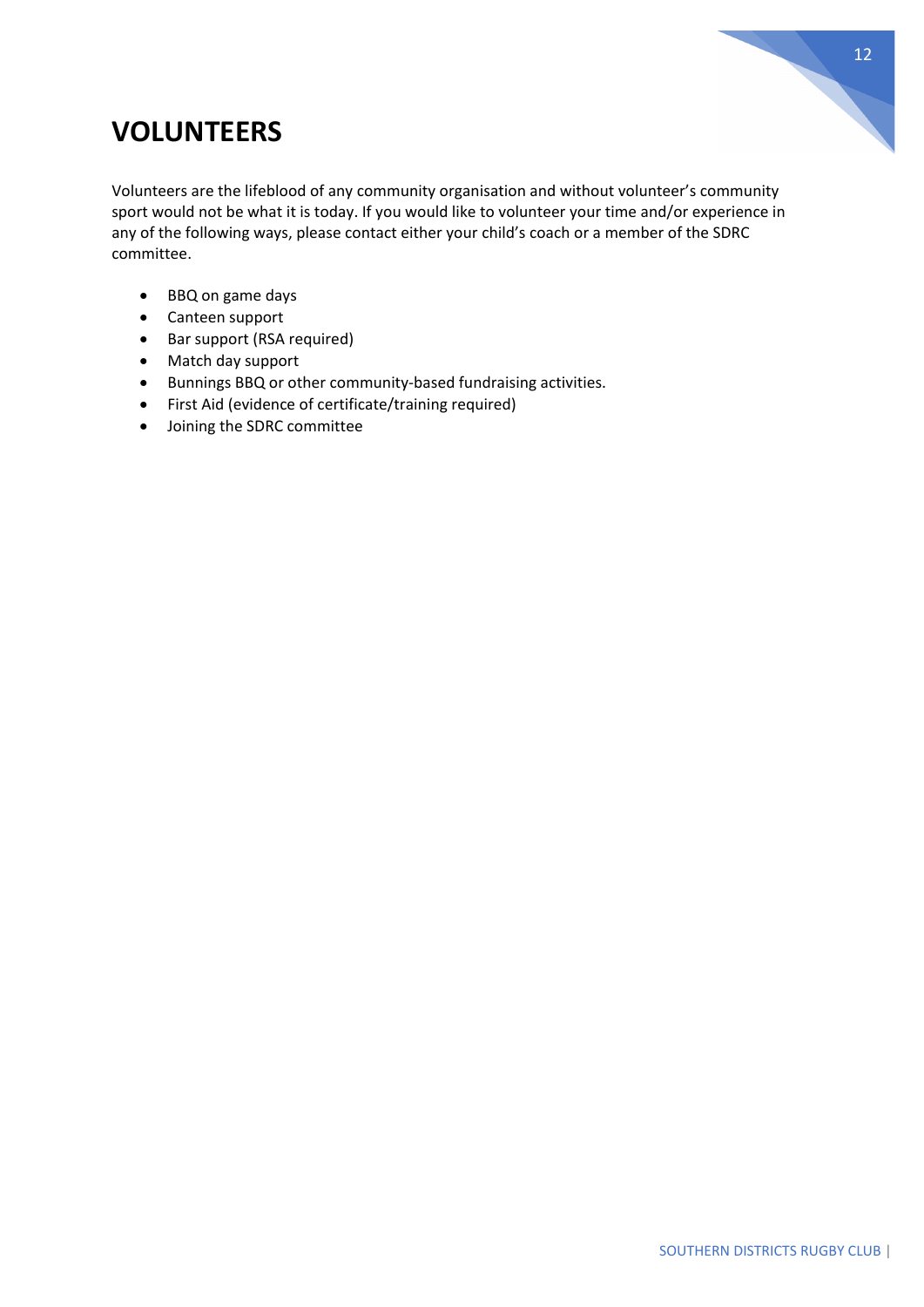# VOLUNTEERS

Volunteers are the lifeblood of any community organisation and without volunteer's community sport would not be what it is today. If you would like to volunteer your time and/or experience in any of the following ways, please contact either your child's coach or a member of the SDRC committee.

- BBQ on game days
- Canteen support
- Bar support (RSA required)
- Match day support
- Bunnings BBQ or other community-based fundraising activities.
- First Aid (evidence of certificate/training required)
- Joining the SDRC committee